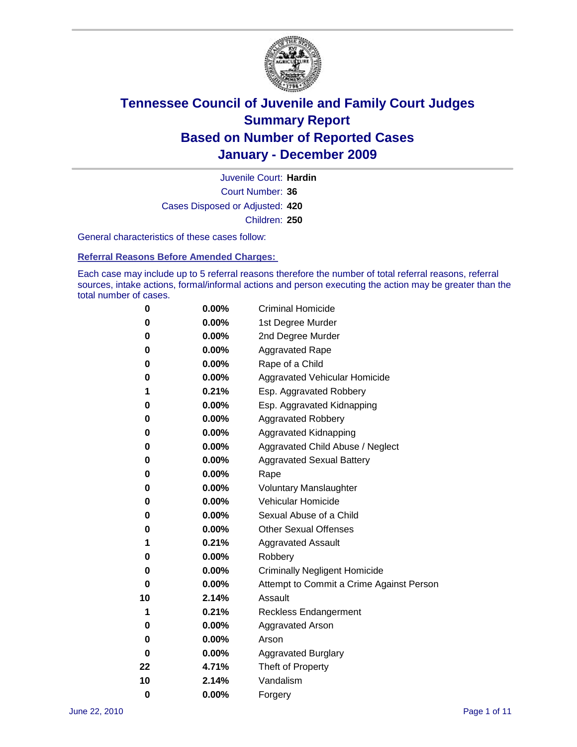# Tennessee Council of Juvenile and Family Court Judges
# Summary Report
# Based on Number of Reported Cases
# January - December 2009

Juvenile Court: **Hardin**

Court Number: **36**

Cases Disposed or Adjusted: **420**

Children: **250**

General characteristics of these cases follow:

**Referral Reasons Before Amended Charges:**

Each case may include up to 5 referral reasons therefore the number of total referral reasons, referral sources, intake actions, formal/informal actions and person executing the action may be greater than the total number of cases.

| | | |
|---|---|---|
| 0 | 0.00% | Criminal Homicide |
| 0 | 0.00% | 1st Degree Murder |
| 0 | 0.00% | 2nd Degree Murder |
| 0 | 0.00% | Aggravated Rape |
| 0 | 0.00% | Rape of a Child |
| 0 | 0.00% | Aggravated Vehicular Homicide |
| 1 | 0.21% | Esp. Aggravated Robbery |
| 0 | 0.00% | Esp. Aggravated Kidnapping |
| 0 | 0.00% | Aggravated Robbery |
| 0 | 0.00% | Aggravated Kidnapping |
| 0 | 0.00% | Aggravated Child Abuse / Neglect |
| 0 | 0.00% | Aggravated Sexual Battery |
| 0 | 0.00% | Rape |
| 0 | 0.00% | Voluntary Manslaughter |
| 0 | 0.00% | Vehicular Homicide |
| 0 | 0.00% | Sexual Abuse of a Child |
| 0 | 0.00% | Other Sexual Offenses |
| 1 | 0.21% | Aggravated Assault |
| 0 | 0.00% | Robbery |
| 0 | 0.00% | Criminally Negligent Homicide |
| 0 | 0.00% | Attempt to Commit a Crime Against Person |
| 10 | 2.14% | Assault |
| 1 | 0.21% | Reckless Endangerment |
| 0 | 0.00% | Aggravated Arson |
| 0 | 0.00% | Arson |
| 0 | 0.00% | Aggravated Burglary |
| 22 | 4.71% | Theft of Property |
| 10 | 2.14% | Vandalism |
| 0 | 0.00% | Forgery |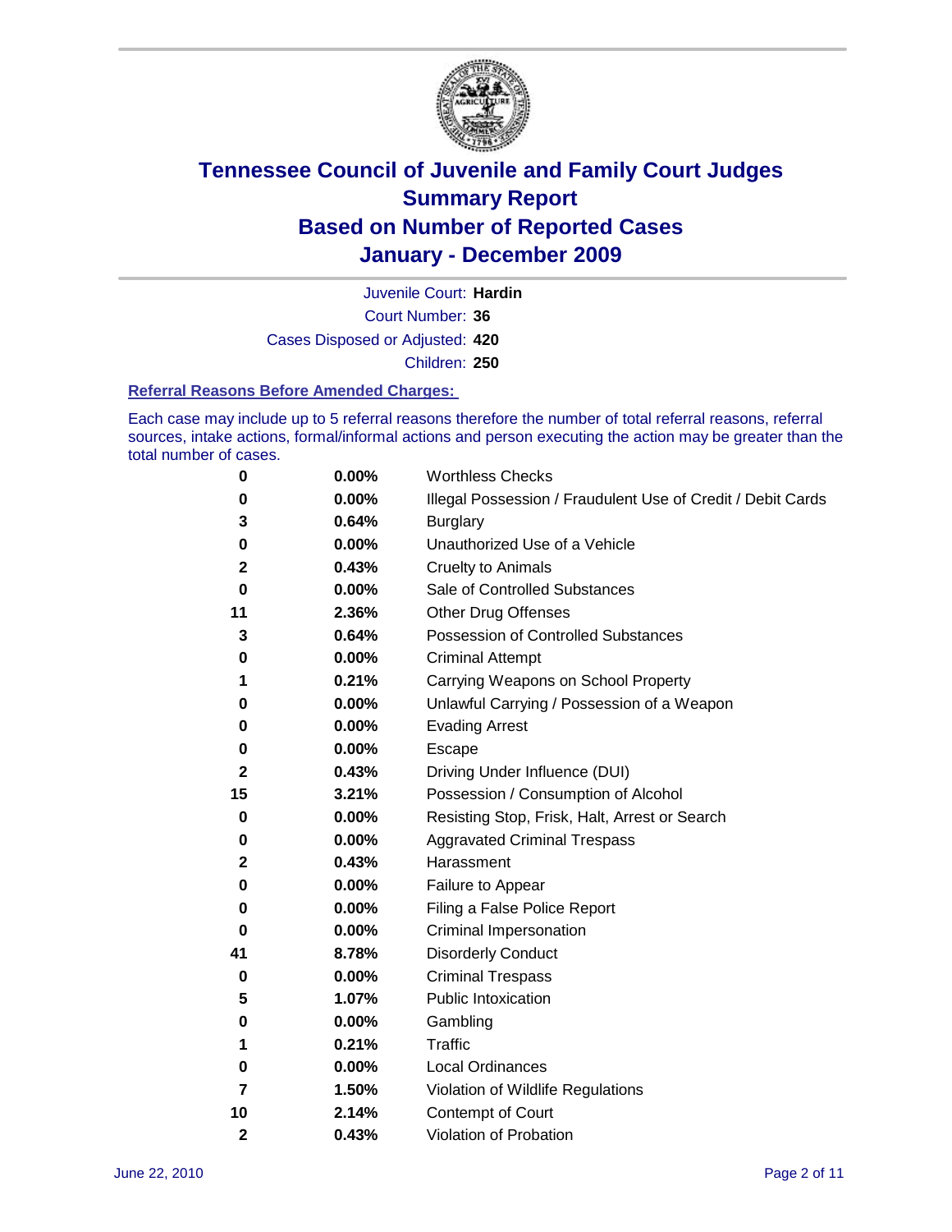# Tennessee Council of Juvenile and Family Court Judges
## Summary Report
## Based on Number of Reported Cases
## January - December 2009

Juvenile Court: **Hardin**
Court Number: **36**
Cases Disposed or Adjusted: **420**
Children: **250**

### Referral Reasons Before Amended Charges:

Each case may include up to 5 referral reasons therefore the number of total referral reasons, referral sources, intake actions, formal/informal actions and person executing the action may be greater than the total number of cases.

| Count | Percent | Referral Reason |
|---|---|---|
| 0 | 0.00% | Worthless Checks |
| 0 | 0.00% | Illegal Possession / Fraudulent Use of Credit / Debit Cards |
| 3 | 0.64% | Burglary |
| 0 | 0.00% | Unauthorized Use of a Vehicle |
| 2 | 0.43% | Cruelty to Animals |
| 0 | 0.00% | Sale of Controlled Substances |
| 11 | 2.36% | Other Drug Offenses |
| 3 | 0.64% | Possession of Controlled Substances |
| 0 | 0.00% | Criminal Attempt |
| 1 | 0.21% | Carrying Weapons on School Property |
| 0 | 0.00% | Unlawful Carrying / Possession of a Weapon |
| 0 | 0.00% | Evading Arrest |
| 0 | 0.00% | Escape |
| 2 | 0.43% | Driving Under Influence (DUI) |
| 15 | 3.21% | Possession / Consumption of Alcohol |
| 0 | 0.00% | Resisting Stop, Frisk, Halt, Arrest or Search |
| 0 | 0.00% | Aggravated Criminal Trespass |
| 2 | 0.43% | Harassment |
| 0 | 0.00% | Failure to Appear |
| 0 | 0.00% | Filing a False Police Report |
| 0 | 0.00% | Criminal Impersonation |
| 41 | 8.78% | Disorderly Conduct |
| 0 | 0.00% | Criminal Trespass |
| 5 | 1.07% | Public Intoxication |
| 0 | 0.00% | Gambling |
| 1 | 0.21% | Traffic |
| 0 | 0.00% | Local Ordinances |
| 7 | 1.50% | Violation of Wildlife Regulations |
| 10 | 2.14% | Contempt of Court |
| 2 | 0.43% | Violation of Probation |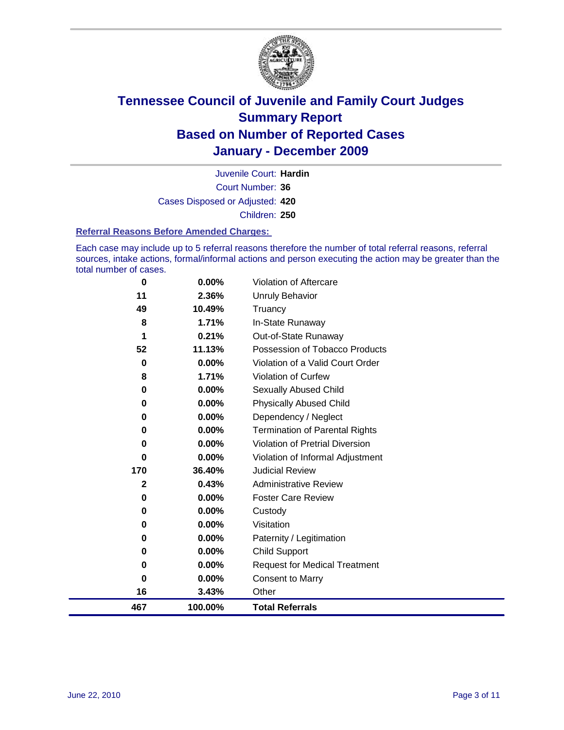# Tennessee Council of Juvenile and Family Court Judges
## Summary Report
## Based on Number of Reported Cases
## January - December 2009

Juvenile Court: **Hardin**

Court Number: **36**

Cases Disposed or Adjusted: **420**

Children: **250**

### Referral Reasons Before Amended Charges:

Each case may include up to 5 referral reasons therefore the number of total referral reasons, referral sources, intake actions, formal/informal actions and person executing the action may be greater than the total number of cases.

| | | |
|---|---|---|
| 0 | 0.00% | Violation of Aftercare |
| 11 | 2.36% | Unruly Behavior |
| 49 | 10.49% | Truancy |
| 8 | 1.71% | In-State Runaway |
| 1 | 0.21% | Out-of-State Runaway |
| 52 | 11.13% | Possession of Tobacco Products |
| 0 | 0.00% | Violation of a Valid Court Order |
| 8 | 1.71% | Violation of Curfew |
| 0 | 0.00% | Sexually Abused Child |
| 0 | 0.00% | Physically Abused Child |
| 0 | 0.00% | Dependency / Neglect |
| 0 | 0.00% | Termination of Parental Rights |
| 0 | 0.00% | Violation of Pretrial Diversion |
| 0 | 0.00% | Violation of Informal Adjustment |
| 170 | 36.40% | Judicial Review |
| 2 | 0.43% | Administrative Review |
| 0 | 0.00% | Foster Care Review |
| 0 | 0.00% | Custody |
| 0 | 0.00% | Visitation |
| 0 | 0.00% | Paternity / Legitimation |
| 0 | 0.00% | Child Support |
| 0 | 0.00% | Request for Medical Treatment |
| 0 | 0.00% | Consent to Marry |
| 16 | 3.43% | Other |
| **467** | **100.00%** | **Total Referrals** |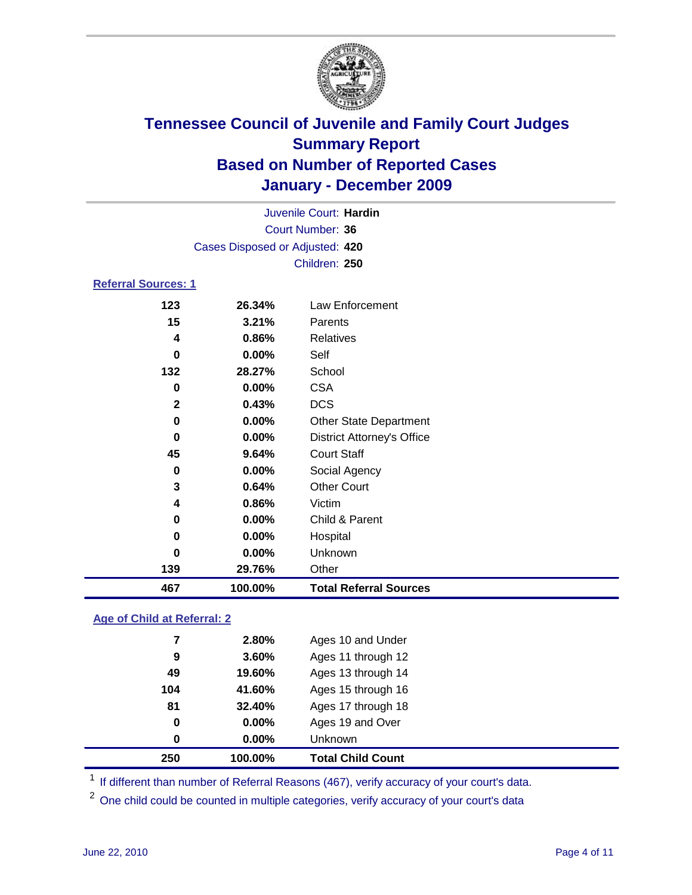# Tennessee Council of Juvenile and Family Court Judges
## Summary Report
## Based on Number of Reported Cases
## January - December 2009

Juvenile Court: **Hardin**
Court Number: **36**
Cases Disposed or Adjusted: **420**
Children: **250**

### Referral Sources: 1

| Count | Percent | Source |
|---|---|---|
| 123 | 26.34% | Law Enforcement |
| 15 | 3.21% | Parents |
| 4 | 0.86% | Relatives |
| 0 | 0.00% | Self |
| 132 | 28.27% | School |
| 0 | 0.00% | CSA |
| 2 | 0.43% | DCS |
| 0 | 0.00% | Other State Department |
| 0 | 0.00% | District Attorney's Office |
| 45 | 9.64% | Court Staff |
| 0 | 0.00% | Social Agency |
| 3 | 0.64% | Other Court |
| 4 | 0.86% | Victim |
| 0 | 0.00% | Child & Parent |
| 0 | 0.00% | Hospital |
| 0 | 0.00% | Unknown |
| 139 | 29.76% | Other |
| **467** | **100.00%** | **Total Referral Sources** |

### Age of Child at Referral: 2

| Count | Percent | Age |
|---|---|---|
| 7 | 2.80% | Ages 10 and Under |
| 9 | 3.60% | Ages 11 through 12 |
| 49 | 19.60% | Ages 13 through 14 |
| 104 | 41.60% | Ages 15 through 16 |
| 81 | 32.40% | Ages 17 through 18 |
| 0 | 0.00% | Ages 19 and Over |
| 0 | 0.00% | Unknown |
| **250** | **100.00%** | **Total Child Count** |

[1] If different than number of Referral Reasons (467), verify accuracy of your court's data.

[2] One child could be counted in multiple categories, verify accuracy of your court's data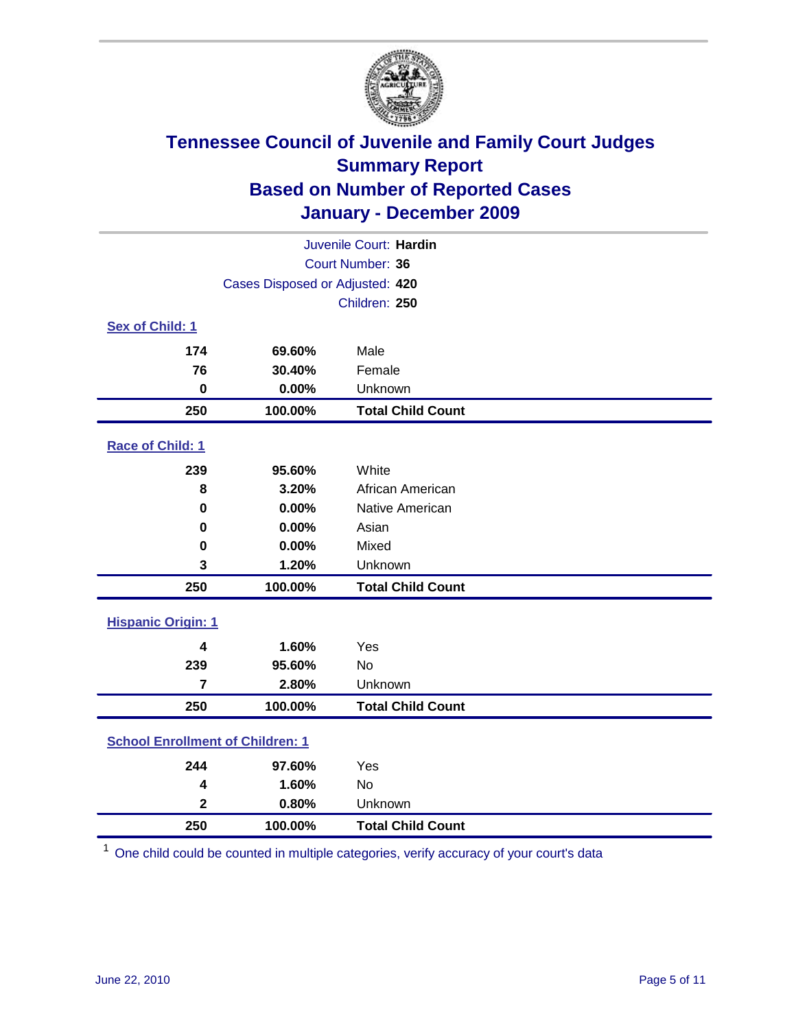# Tennessee Council of Juvenile and Family Court Judges
## Summary Report
## Based on Number of Reported Cases
## January - December 2009

Juvenile Court: **Hardin**

Court Number: **36**

Cases Disposed or Adjusted: **420**

Children: **250**

### Sex of Child: 1

| | | |
|---|---|---|
| **174** | **69.60%** | Male |
| **76** | **30.40%** | Female |
| **0** | **0.00%** | Unknown |
| **250** | **100.00%** | **Total Child Count** |

### Race of Child: 1

| | | |
|---|---|---|
| **239** | **95.60%** | White |
| **8** | **3.20%** | African American |
| **0** | **0.00%** | Native American |
| **0** | **0.00%** | Asian |
| **0** | **0.00%** | Mixed |
| **3** | **1.20%** | Unknown |
| **250** | **100.00%** | **Total Child Count** |

### Hispanic Origin: 1

| | | |
|---|---|---|
| **4** | **1.60%** | Yes |
| **239** | **95.60%** | No |
| **7** | **2.80%** | Unknown |
| **250** | **100.00%** | **Total Child Count** |

### School Enrollment of Children: 1

| | | |
|---|---|---|
| **244** | **97.60%** | Yes |
| **4** | **1.60%** | No |
| **2** | **0.80%** | Unknown |
| **250** | **100.00%** | **Total Child Count** |

[1] One child could be counted in multiple categories, verify accuracy of your court's data

June 22, 2010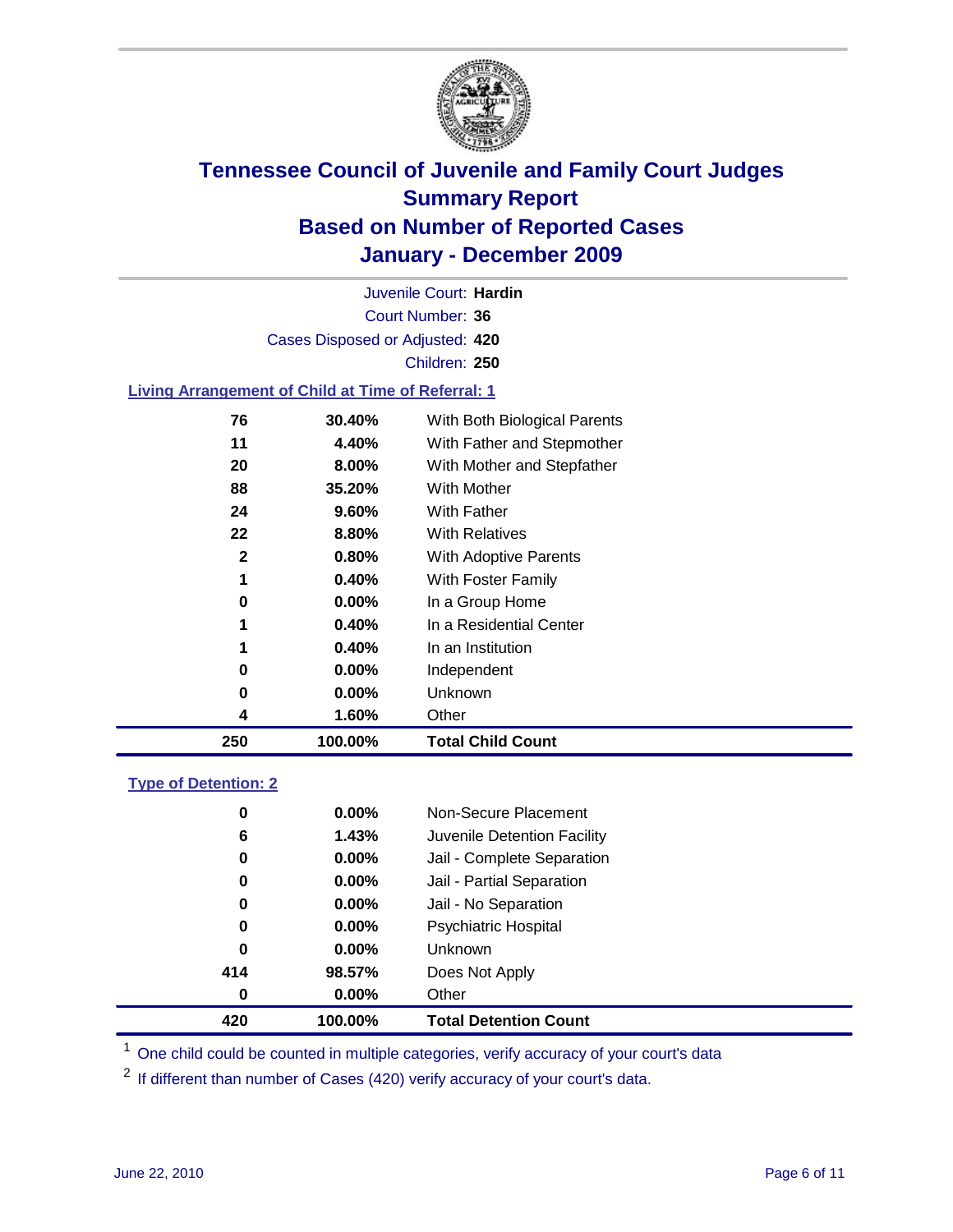# Tennessee Council of Juvenile and Family Court Judges
## Summary Report
## Based on Number of Reported Cases
## January - December 2009

Juvenile Court: **Hardin**

Court Number: **36**

Cases Disposed or Adjusted: **420**

Children: **250**

### Living Arrangement of Child at Time of Referral: 1

| | | |
|---|---|---|
| 76 | 30.40% | With Both Biological Parents |
| 11 | 4.40% | With Father and Stepmother |
| 20 | 8.00% | With Mother and Stepfather |
| 88 | 35.20% | With Mother |
| 24 | 9.60% | With Father |
| 22 | 8.80% | With Relatives |
| 2 | 0.80% | With Adoptive Parents |
| 1 | 0.40% | With Foster Family |
| 0 | 0.00% | In a Group Home |
| 1 | 0.40% | In a Residential Center |
| 1 | 0.40% | In an Institution |
| 0 | 0.00% | Independent |
| 0 | 0.00% | Unknown |
| 4 | 1.60% | Other |
| **250** | **100.00%** | **Total Child Count** |

### Type of Detention: 2

| | | |
|---|---|---|
| 0 | 0.00% | Non-Secure Placement |
| 6 | 1.43% | Juvenile Detention Facility |
| 0 | 0.00% | Jail - Complete Separation |
| 0 | 0.00% | Jail - Partial Separation |
| 0 | 0.00% | Jail - No Separation |
| 0 | 0.00% | Psychiatric Hospital |
| 0 | 0.00% | Unknown |
| 414 | 98.57% | Does Not Apply |
| 0 | 0.00% | Other |
| **420** | **100.00%** | **Total Detention Count** |

[1] One child could be counted in multiple categories, verify accuracy of your court's data

[2] If different than number of Cases (420) verify accuracy of your court's data.

June 22, 2010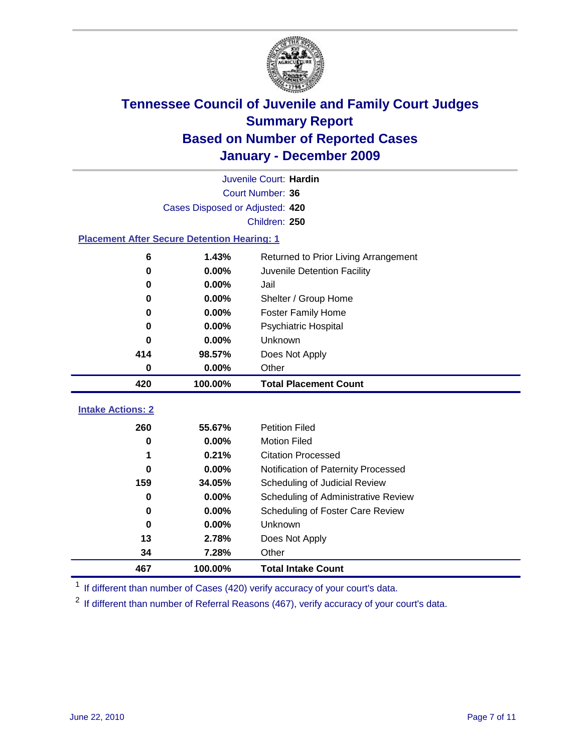# Tennessee Council of Juvenile and Family Court Judges
## Summary Report
## Based on Number of Reported Cases
## January - December 2009

Juvenile Court: **Hardin**
Court Number: **36**
Cases Disposed or Adjusted: **420**
Children: **250**

### Placement After Secure Detention Hearing: 1

| | | |
|---|---|---|
| 6 | 1.43% | Returned to Prior Living Arrangement |
| 0 | 0.00% | Juvenile Detention Facility |
| 0 | 0.00% | Jail |
| 0 | 0.00% | Shelter / Group Home |
| 0 | 0.00% | Foster Family Home |
| 0 | 0.00% | Psychiatric Hospital |
| 0 | 0.00% | Unknown |
| 414 | 98.57% | Does Not Apply |
| 0 | 0.00% | Other |
| **420** | **100.00%** | **Total Placement Count** |

### Intake Actions: 2

| | | |
|---|---|---|
| 260 | 55.67% | Petition Filed |
| 0 | 0.00% | Motion Filed |
| 1 | 0.21% | Citation Processed |
| 0 | 0.00% | Notification of Paternity Processed |
| 159 | 34.05% | Scheduling of Judicial Review |
| 0 | 0.00% | Scheduling of Administrative Review |
| 0 | 0.00% | Scheduling of Foster Care Review |
| 0 | 0.00% | Unknown |
| 13 | 2.78% | Does Not Apply |
| 34 | 7.28% | Other |
| **467** | **100.00%** | **Total Intake Count** |

[1] If different than number of Cases (420) verify accuracy of your court's data.

[2] If different than number of Referral Reasons (467), verify accuracy of your court's data.

June 22, 2010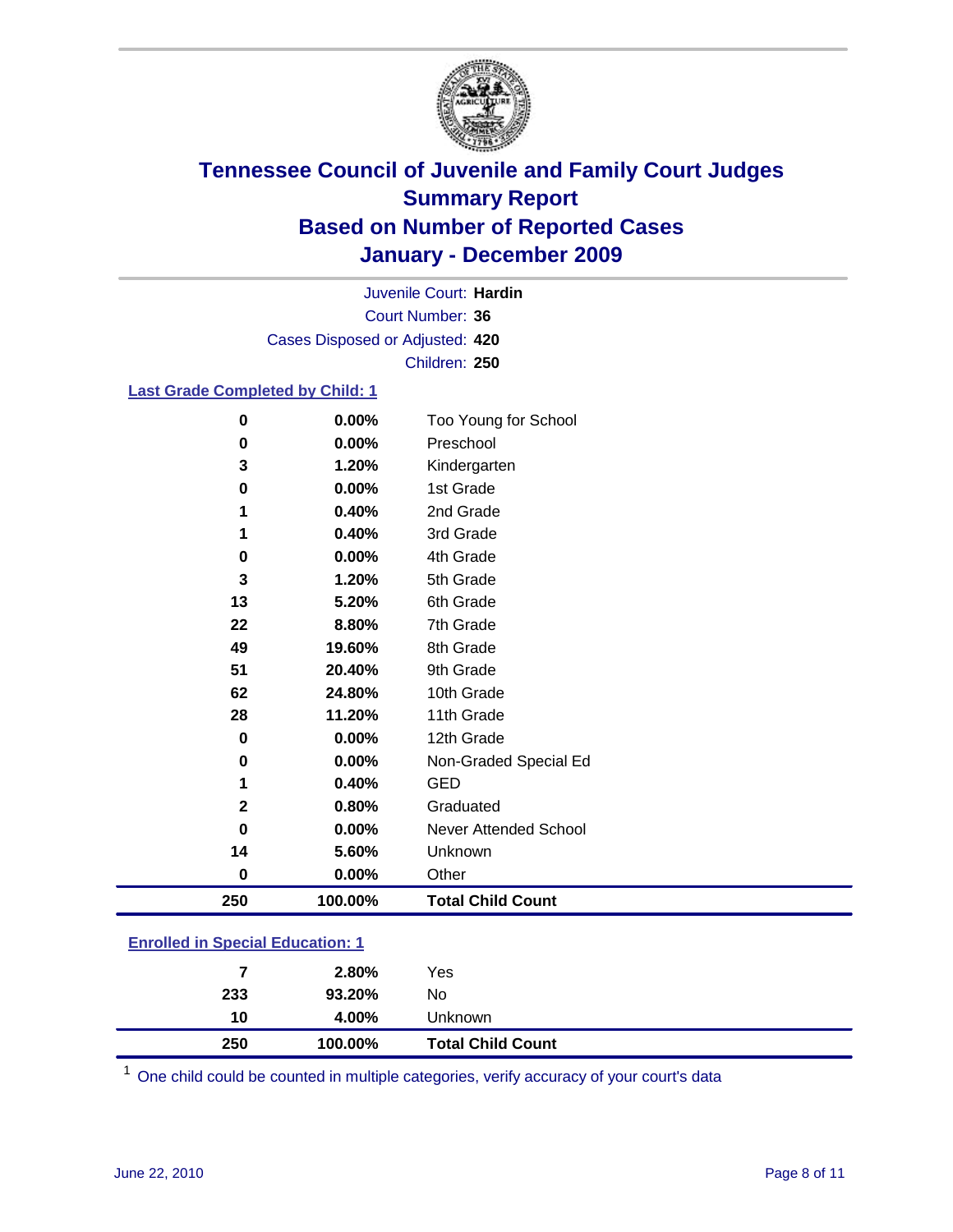# Tennessee Council of Juvenile and Family Court Judges
## Summary Report
## Based on Number of Reported Cases
## January - December 2009

Juvenile Court: **Hardin**
Court Number: **36**
Cases Disposed or Adjusted: **420**
Children: **250**

### Last Grade Completed by Child: 1

| Count | Percent | Category |
|---|---|---|
| 0 | 0.00% | Too Young for School |
| 0 | 0.00% | Preschool |
| 3 | 1.20% | Kindergarten |
| 0 | 0.00% | 1st Grade |
| 1 | 0.40% | 2nd Grade |
| 1 | 0.40% | 3rd Grade |
| 0 | 0.00% | 4th Grade |
| 3 | 1.20% | 5th Grade |
| 13 | 5.20% | 6th Grade |
| 22 | 8.80% | 7th Grade |
| 49 | 19.60% | 8th Grade |
| 51 | 20.40% | 9th Grade |
| 62 | 24.80% | 10th Grade |
| 28 | 11.20% | 11th Grade |
| 0 | 0.00% | 12th Grade |
| 0 | 0.00% | Non-Graded Special Ed |
| 1 | 0.40% | GED |
| 2 | 0.80% | Graduated |
| 0 | 0.00% | Never Attended School |
| 14 | 5.60% | Unknown |
| 0 | 0.00% | Other |
| **250** | **100.00%** | **Total Child Count** |

### Enrolled in Special Education: 1

| Count | Percent | Category |
|---|---|---|
| 7 | 2.80% | Yes |
| 233 | 93.20% | No |
| 10 | 4.00% | Unknown |
| **250** | **100.00%** | **Total Child Count** |

[1] One child could be counted in multiple categories, verify accuracy of your court's data

June 22, 2010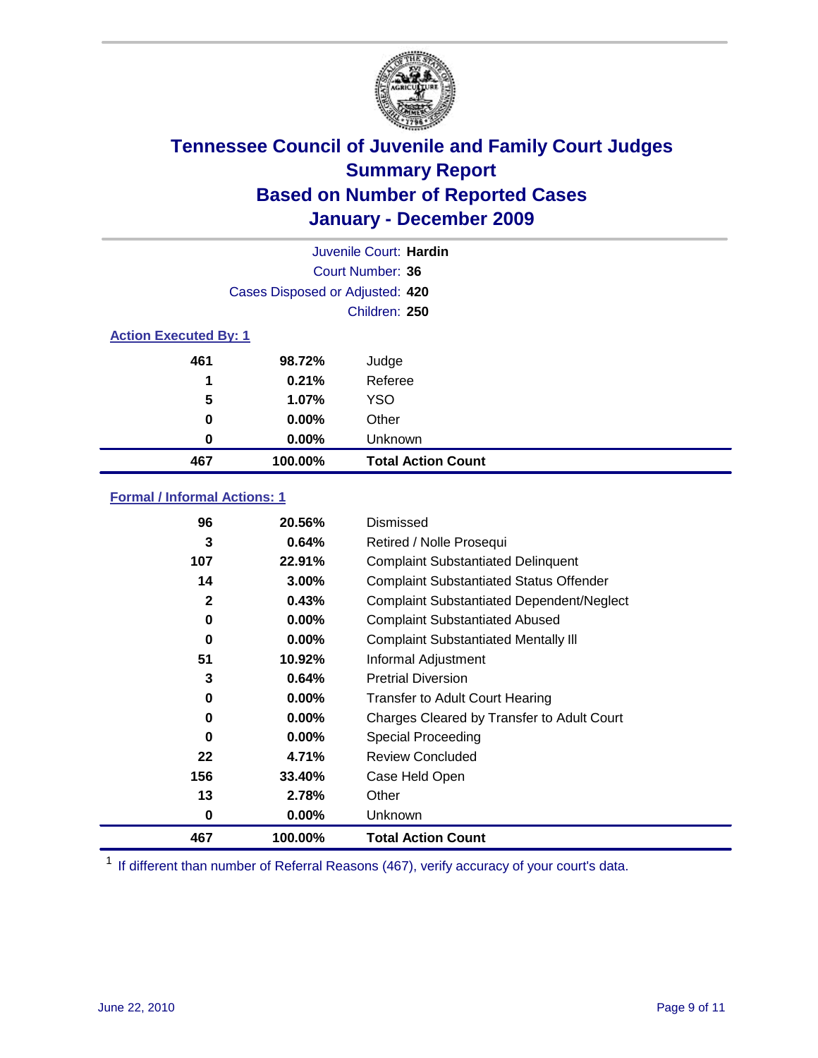# Tennessee Council of Juvenile and Family Court Judges
## Summary Report
## Based on Number of Reported Cases
## January - December 2009

Juvenile Court: **Hardin**
Court Number: **36**
Cases Disposed or Adjusted: **420**
Children: **250**

### Action Executed By: 1

| | | |
|---|---|---|
| 461 | 98.72% | Judge |
| 1 | 0.21% | Referee |
| 5 | 1.07% | YSO |
| 0 | 0.00% | Other |
| 0 | 0.00% | Unknown |
| **467** | **100.00%** | **Total Action Count** |

### Formal / Informal Actions: 1

| | | |
|---|---|---|
| 96 | 20.56% | Dismissed |
| 3 | 0.64% | Retired / Nolle Prosequi |
| 107 | 22.91% | Complaint Substantiated Delinquent |
| 14 | 3.00% | Complaint Substantiated Status Offender |
| 2 | 0.43% | Complaint Substantiated Dependent/Neglect |
| 0 | 0.00% | Complaint Substantiated Abused |
| 0 | 0.00% | Complaint Substantiated Mentally Ill |
| 51 | 10.92% | Informal Adjustment |
| 3 | 0.64% | Pretrial Diversion |
| 0 | 0.00% | Transfer to Adult Court Hearing |
| 0 | 0.00% | Charges Cleared by Transfer to Adult Court |
| 0 | 0.00% | Special Proceeding |
| 22 | 4.71% | Review Concluded |
| 156 | 33.40% | Case Held Open |
| 13 | 2.78% | Other |
| 0 | 0.00% | Unknown |
| **467** | **100.00%** | **Total Action Count** |

[1] If different than number of Referral Reasons (467), verify accuracy of your court's data.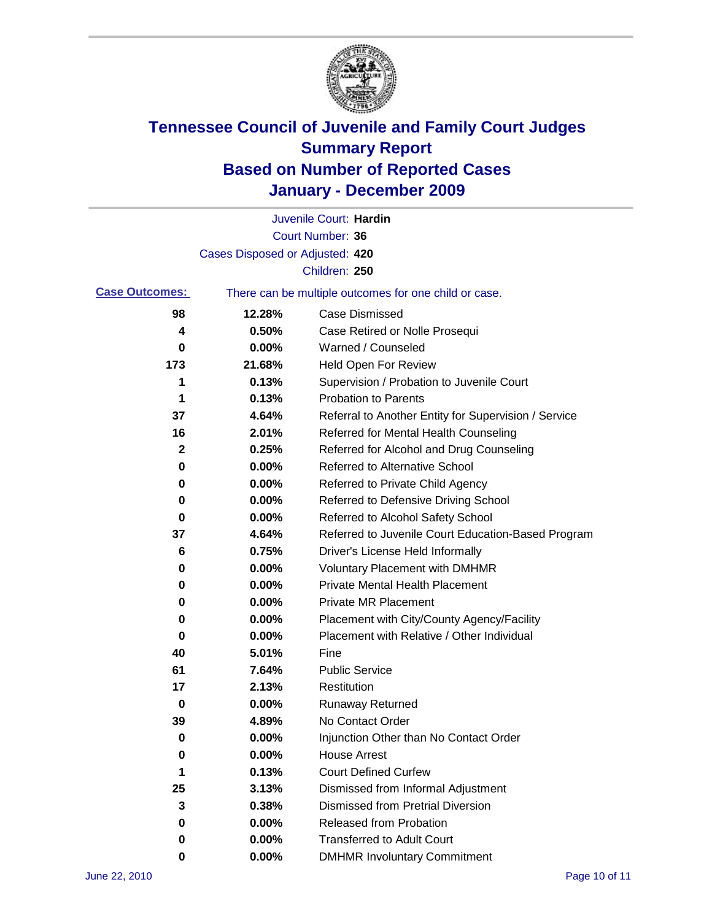# Tennessee Council of Juvenile and Family Court Judges
## Summary Report
## Based on Number of Reported Cases
## January - December 2009

Juvenile Court: **Hardin**

Court Number: **36**

Cases Disposed or Adjusted: **420**

Children: **250**

**Case Outcomes:** There can be multiple outcomes for one child or case.

| Count | Percent | Outcome |
|---|---|---|
| 98 | 12.28% | Case Dismissed |
| 4 | 0.50% | Case Retired or Nolle Prosequi |
| 0 | 0.00% | Warned / Counseled |
| 173 | 21.68% | Held Open For Review |
| 1 | 0.13% | Supervision / Probation to Juvenile Court |
| 1 | 0.13% | Probation to Parents |
| 37 | 4.64% | Referral to Another Entity for Supervision / Service |
| 16 | 2.01% | Referred for Mental Health Counseling |
| 2 | 0.25% | Referred for Alcohol and Drug Counseling |
| 0 | 0.00% | Referred to Alternative School |
| 0 | 0.00% | Referred to Private Child Agency |
| 0 | 0.00% | Referred to Defensive Driving School |
| 0 | 0.00% | Referred to Alcohol Safety School |
| 37 | 4.64% | Referred to Juvenile Court Education-Based Program |
| 6 | 0.75% | Driver's License Held Informally |
| 0 | 0.00% | Voluntary Placement with DMHMR |
| 0 | 0.00% | Private Mental Health Placement |
| 0 | 0.00% | Private MR Placement |
| 0 | 0.00% | Placement with City/County Agency/Facility |
| 0 | 0.00% | Placement with Relative / Other Individual |
| 40 | 5.01% | Fine |
| 61 | 7.64% | Public Service |
| 17 | 2.13% | Restitution |
| 0 | 0.00% | Runaway Returned |
| 39 | 4.89% | No Contact Order |
| 0 | 0.00% | Injunction Other than No Contact Order |
| 0 | 0.00% | House Arrest |
| 1 | 0.13% | Court Defined Curfew |
| 25 | 3.13% | Dismissed from Informal Adjustment |
| 3 | 0.38% | Dismissed from Pretrial Diversion |
| 0 | 0.00% | Released from Probation |
| 0 | 0.00% | Transferred to Adult Court |
| 0 | 0.00% | DMHMR Involuntary Commitment |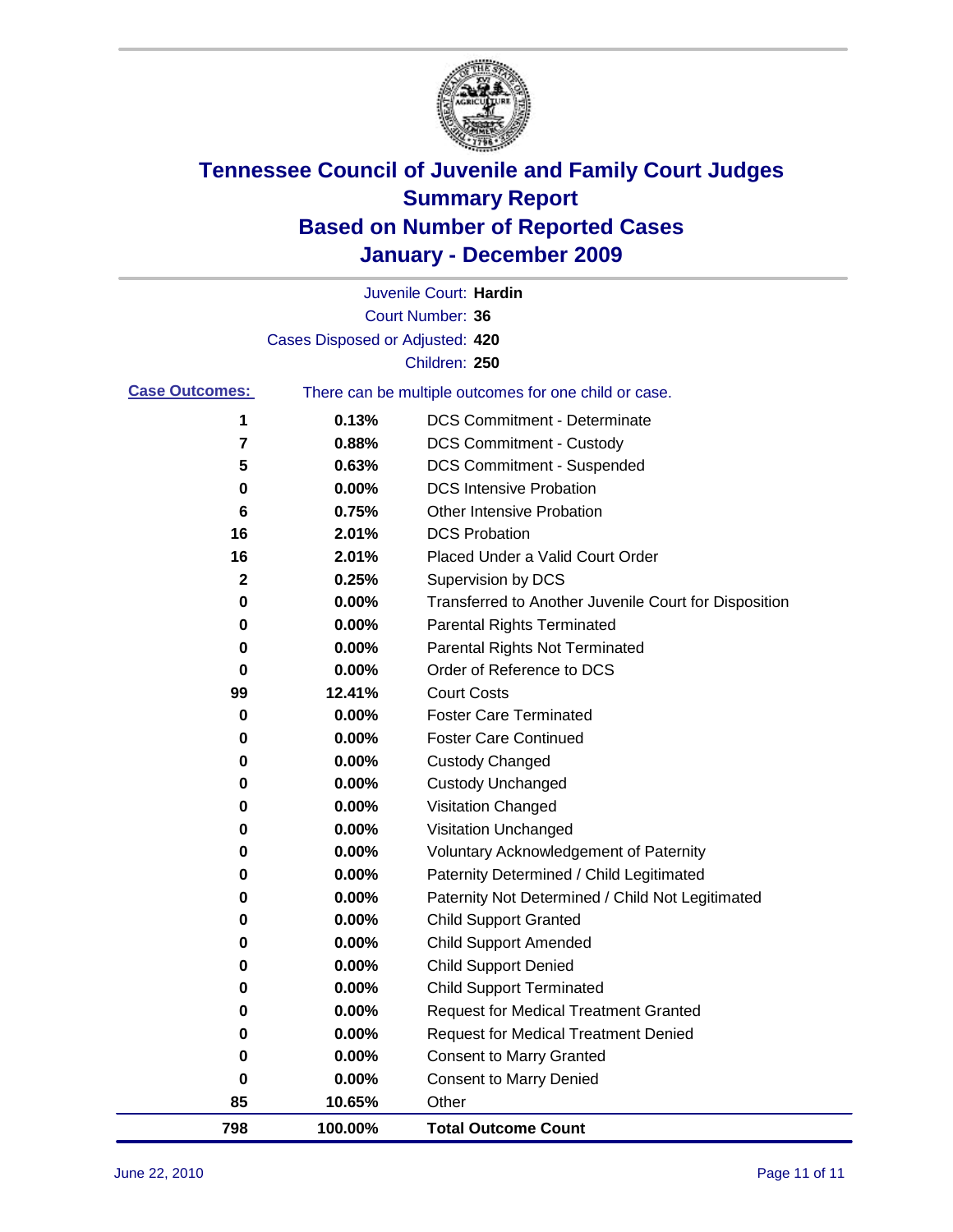# Tennessee Council of Juvenile and Family Court Judges
## Summary Report
## Based on Number of Reported Cases
## January - December 2009

Juvenile Court: **Hardin**

Court Number: **36**

Cases Disposed or Adjusted: **420**

Children: **250**

**Case Outcomes:** There can be multiple outcomes for one child or case.

| | | |
|---|---|---|
| 1 | 0.13% | DCS Commitment - Determinate |
| 7 | 0.88% | DCS Commitment - Custody |
| 5 | 0.63% | DCS Commitment - Suspended |
| 0 | 0.00% | DCS Intensive Probation |
| 6 | 0.75% | Other Intensive Probation |
| 16 | 2.01% | DCS Probation |
| 16 | 2.01% | Placed Under a Valid Court Order |
| 2 | 0.25% | Supervision by DCS |
| 0 | 0.00% | Transferred to Another Juvenile Court for Disposition |
| 0 | 0.00% | Parental Rights Terminated |
| 0 | 0.00% | Parental Rights Not Terminated |
| 0 | 0.00% | Order of Reference to DCS |
| 99 | 12.41% | Court Costs |
| 0 | 0.00% | Foster Care Terminated |
| 0 | 0.00% | Foster Care Continued |
| 0 | 0.00% | Custody Changed |
| 0 | 0.00% | Custody Unchanged |
| 0 | 0.00% | Visitation Changed |
| 0 | 0.00% | Visitation Unchanged |
| 0 | 0.00% | Voluntary Acknowledgement of Paternity |
| 0 | 0.00% | Paternity Determined / Child Legitimated |
| 0 | 0.00% | Paternity Not Determined / Child Not Legitimated |
| 0 | 0.00% | Child Support Granted |
| 0 | 0.00% | Child Support Amended |
| 0 | 0.00% | Child Support Denied |
| 0 | 0.00% | Child Support Terminated |
| 0 | 0.00% | Request for Medical Treatment Granted |
| 0 | 0.00% | Request for Medical Treatment Denied |
| 0 | 0.00% | Consent to Marry Granted |
| 0 | 0.00% | Consent to Marry Denied |
| 85 | 10.65% | Other |
| **798** | **100.00%** | **Total Outcome Count** |

June 22, 2010